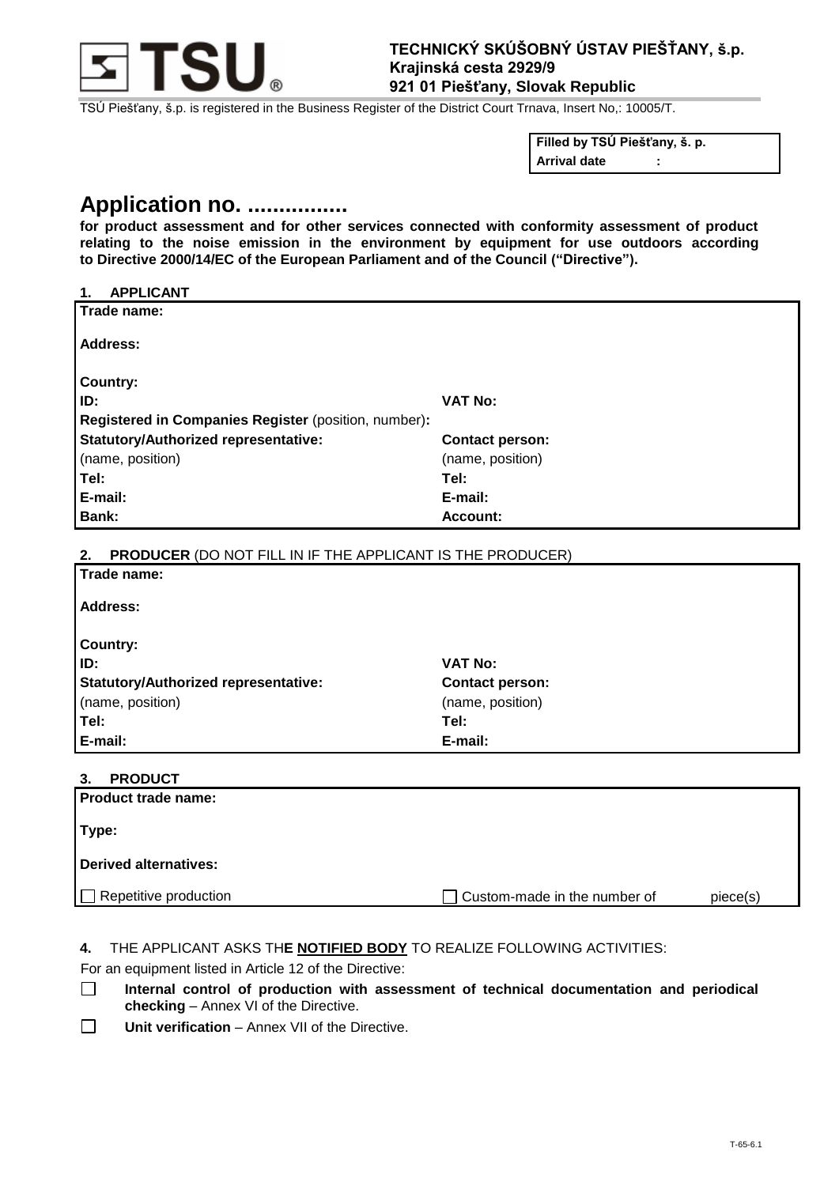**TECHNICKÝ SKÚŠOBNÝ ÚSTAV PIEŠŤANY, š.p.**
**Krajinská cesta 2929/9**
**921 01 Piešťany, Slovak Republic**

TSÚ Piešťany, š.p. is registered in the Business Register of the District Court Trnava, Insert No,: 10005/T.

| **Filled by TSÚ Piešťany, š. p.** |
|---|
| **Arrival date :** |

# Application no. ................

**for product assessment and for other services connected with conformity assessment of product relating to the noise emission in the environment by equipment for use outdoors according to Directive 2000/14/EC of the European Parliament and of the Council ("Directive").**

## 1. APPLICANT

| | |
|---|---|
| **Trade name:** | |
| **Address:** | |
| **Country:** | |
| **ID:** | **VAT No:** |
| **Registered in Companies Register** (position, number)**:** | |
| **Statutory/Authorized representative:** (name, position) | **Contact person:** (name, position) |
| **Tel:** | **Tel:** |
| **E-mail:** | **E-mail:** |
| **Bank:** | **Account:** |

## 2. PRODUCER (DO NOT FILL IN IF THE APPLICANT IS THE PRODUCER)

| | |
|---|---|
| **Trade name:** | |
| **Address:** | |
| **Country:** | |
| **ID:** | **VAT No:** |
| **Statutory/Authorized representative:** (name, position) | **Contact person:** (name, position) |
| **Tel:** | **Tel:** |
| **E-mail:** | **E-mail:** |

## 3. PRODUCT

| | |
|---|---|
| **Product trade name:** | |
| **Type:** | |
| **Derived alternatives:** | |
| ☐ Repetitive production | ☐ Custom-made in the number of piece(s) |

**4.** THE APPLICANT ASKS TH**E NOTIFIED BODY** TO REALIZE FOLLOWING ACTIVITIES:

For an equipment listed in Article 12 of the Directive:

☐ **Internal control of production with assessment of technical documentation and periodical checking** – Annex VI of the Directive.

☐ **Unit verification** – Annex VII of the Directive.

T-65-6.1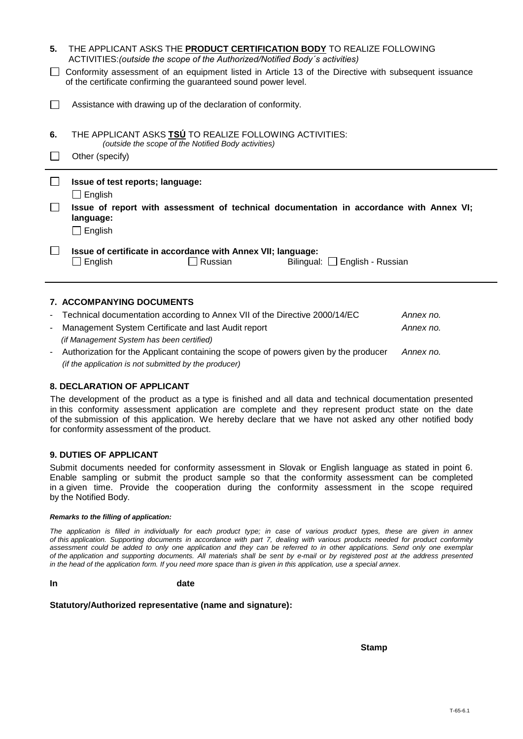**5.** THE APPLICANT ASKS THE **PRODUCT CERTIFICATION BODY** TO REALIZE FOLLOWING ACTIVITIES:*(outside the scope of the Authorized/Notified Body´s activities)*

☐ Conformity assessment of an equipment listed in Article 13 of the Directive with subsequent issuance of the certificate confirming the guaranteed sound power level.

☐ Assistance with drawing up of the declaration of conformity.

**6.** THE APPLICANT ASKS **TSÚ** TO REALIZE FOLLOWING ACTIVITIES:
*(outside the scope of the Notified Body activities)*

☐ Other (specify)

---

☐ **Issue of test reports; language:**
☐ English

☐ **Issue of report with assessment of technical documentation in accordance with Annex VI; language:**
☐ English

☐ **Issue of certificate in accordance with Annex VII; language:**
☐ English ☐ Russian Bilingual: ☐ English - Russian

---

### 7. ACCOMPANYING DOCUMENTS

- Technical documentation according to Annex VII of the Directive 2000/14/EC *Annex no.*
- Management System Certificate and last Audit report *Annex no.*
  *(if Management System has been certified)*
- Authorization for the Applicant containing the scope of powers given by the producer *Annex no.*
  *(if the application is not submitted by the producer)*

### 8. DECLARATION OF APPLICANT

The development of the product as a type is finished and all data and technical documentation presented in this conformity assessment application are complete and they represent product state on the date of the submission of this application. We hereby declare that we have not asked any other notified body for conformity assessment of the product.

### 9. DUTIES OF APPLICANT

Submit documents needed for conformity assessment in Slovak or English language as stated in point 6. Enable sampling or submit the product sample so that the conformity assessment can be completed in a given time. Provide the cooperation during the conformity assessment in the scope required by the Notified Body.

***Remarks to the filling of application:***

*The application is filled in individually for each product type; in case of various product types, these are given in annex of this application. Supporting documents in accordance with part 7, dealing with various products needed for product conformity assessment could be added to only one application and they can be referred to in other applications. Send only one exemplar of the application and supporting documents. All materials shall be sent by e-mail or by registered post at the address presented in the head of the application form. If you need more space than is given in this application, use a special annex.*

**In** **date**

**Statutory/Authorized representative (name and signature):**

**Stamp**

T-65-6.1